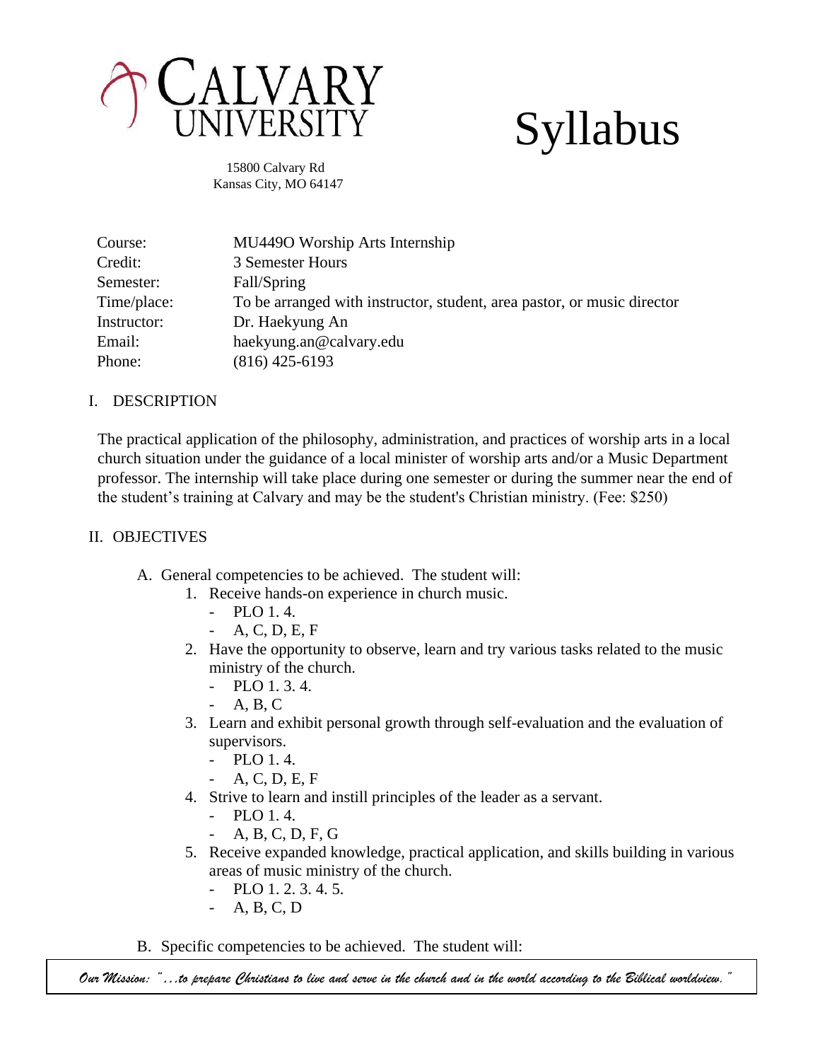# CALVARY UNIVERSITY

# Syllabus

15800 Calvary Rd
Kansas City, MO 64147

| Course: | MU449O Worship Arts Internship |
|---|---|
| Credit: | 3 Semester Hours |
| Semester: | Fall/Spring |
| Time/place: | To be arranged with instructor, student, area pastor, or music director |
| Instructor: | Dr. Haekyung An |
| Email: | haekyung.an@calvary.edu |
| Phone: | (816) 425-6193 |

## I. DESCRIPTION

The practical application of the philosophy, administration, and practices of worship arts in a local church situation under the guidance of a local minister of worship arts and/or a Music Department professor. The internship will take place during one semester or during the summer near the end of the student's training at Calvary and may be the student's Christian ministry. (Fee: $250)

## II. OBJECTIVES

A. General competencies to be achieved. The student will:

1. Receive hands-on experience in church music.
   - PLO 1. 4.
   - A, C, D, E, F
2. Have the opportunity to observe, learn and try various tasks related to the music ministry of the church.
   - PLO 1. 3. 4.
   - A, B, C
3. Learn and exhibit personal growth through self-evaluation and the evaluation of supervisors.
   - PLO 1. 4.
   - A, C, D, E, F
4. Strive to learn and instill principles of the leader as a servant.
   - PLO 1. 4.
   - A, B, C, D, F, G
5. Receive expanded knowledge, practical application, and skills building in various areas of music ministry of the church.
   - PLO 1. 2. 3. 4. 5.
   - A, B, C, D

B. Specific competencies to be achieved. The student will:

*Our Mission: "…to prepare Christians to live and serve in the church and in the world according to the Biblical worldview."*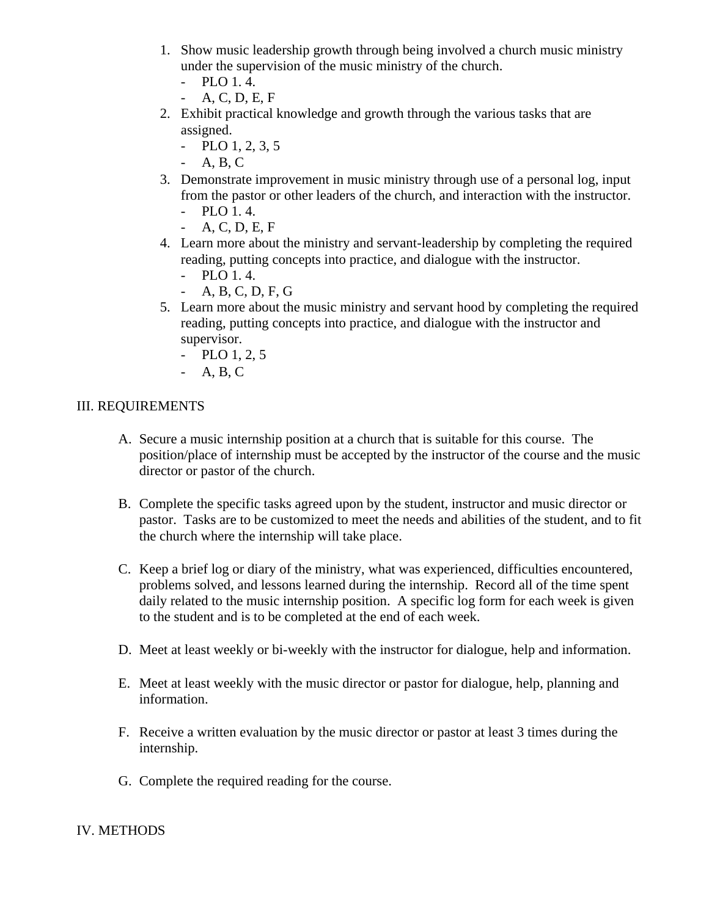1. Show music leadership growth through being involved a church music ministry under the supervision of the music ministry of the church.
   - PLO 1. 4.
   - A, C, D, E, F
2. Exhibit practical knowledge and growth through the various tasks that are assigned.
   - PLO 1, 2, 3, 5
   - A, B, C
3. Demonstrate improvement in music ministry through use of a personal log, input from the pastor or other leaders of the church, and interaction with the instructor.
   - PLO 1. 4.
   - A, C, D, E, F
4. Learn more about the ministry and servant-leadership by completing the required reading, putting concepts into practice, and dialogue with the instructor.
   - PLO 1. 4.
   - A, B, C, D, F, G
5. Learn more about the music ministry and servant hood by completing the required reading, putting concepts into practice, and dialogue with the instructor and supervisor.
   - PLO 1, 2, 5
   - A, B, C

## III. REQUIREMENTS

A. Secure a music internship position at a church that is suitable for this course. The position/place of internship must be accepted by the instructor of the course and the music director or pastor of the church.

B. Complete the specific tasks agreed upon by the student, instructor and music director or pastor. Tasks are to be customized to meet the needs and abilities of the student, and to fit the church where the internship will take place.

C. Keep a brief log or diary of the ministry, what was experienced, difficulties encountered, problems solved, and lessons learned during the internship. Record all of the time spent daily related to the music internship position. A specific log form for each week is given to the student and is to be completed at the end of each week.

D. Meet at least weekly or bi-weekly with the instructor for dialogue, help and information.

E. Meet at least weekly with the music director or pastor for dialogue, help, planning and information.

F. Receive a written evaluation by the music director or pastor at least 3 times during the internship.

G. Complete the required reading for the course.

## IV. METHODS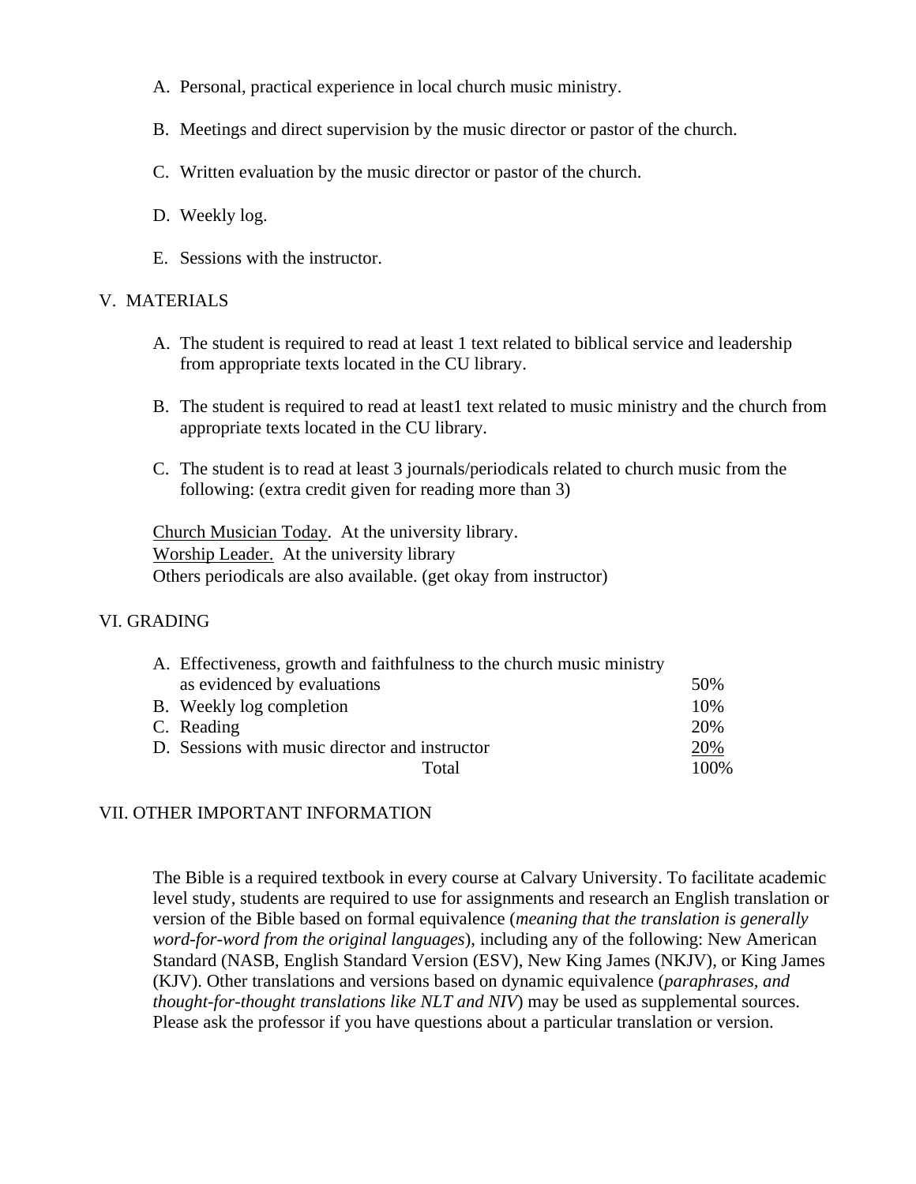A. Personal, practical experience in local church music ministry.

B. Meetings and direct supervision by the music director or pastor of the church.

C. Written evaluation by the music director or pastor of the church.

D. Weekly log.

E. Sessions with the instructor.

## V. MATERIALS

A. The student is required to read at least 1 text related to biblical service and leadership from appropriate texts located in the CU library.

B. The student is required to read at least1 text related to music ministry and the church from appropriate texts located in the CU library.

C. The student is to read at least 3 journals/periodicals related to church music from the following: (extra credit given for reading more than 3)

<u>Church Musician Today</u>. At the university library.
<u>Worship Leader.</u> At the university library
Others periodicals are also available. (get okay from instructor)

## VI. GRADING

| | |
|---|---|
| A. Effectiveness, growth and faithfulness to the church music ministry as evidenced by evaluations | 50% |
| B. Weekly log completion | 10% |
| C. Reading | 20% |
| D. Sessions with music director and instructor | 20% |
| Total | 100% |

## VII. OTHER IMPORTANT INFORMATION

The Bible is a required textbook in every course at Calvary University. To facilitate academic level study, students are required to use for assignments and research an English translation or version of the Bible based on formal equivalence (*meaning that the translation is generally word-for-word from the original languages*), including any of the following: New American Standard (NASB, English Standard Version (ESV), New King James (NKJV), or King James (KJV). Other translations and versions based on dynamic equivalence (*paraphrases, and thought-for-thought translations like NLT and NIV*) may be used as supplemental sources. Please ask the professor if you have questions about a particular translation or version.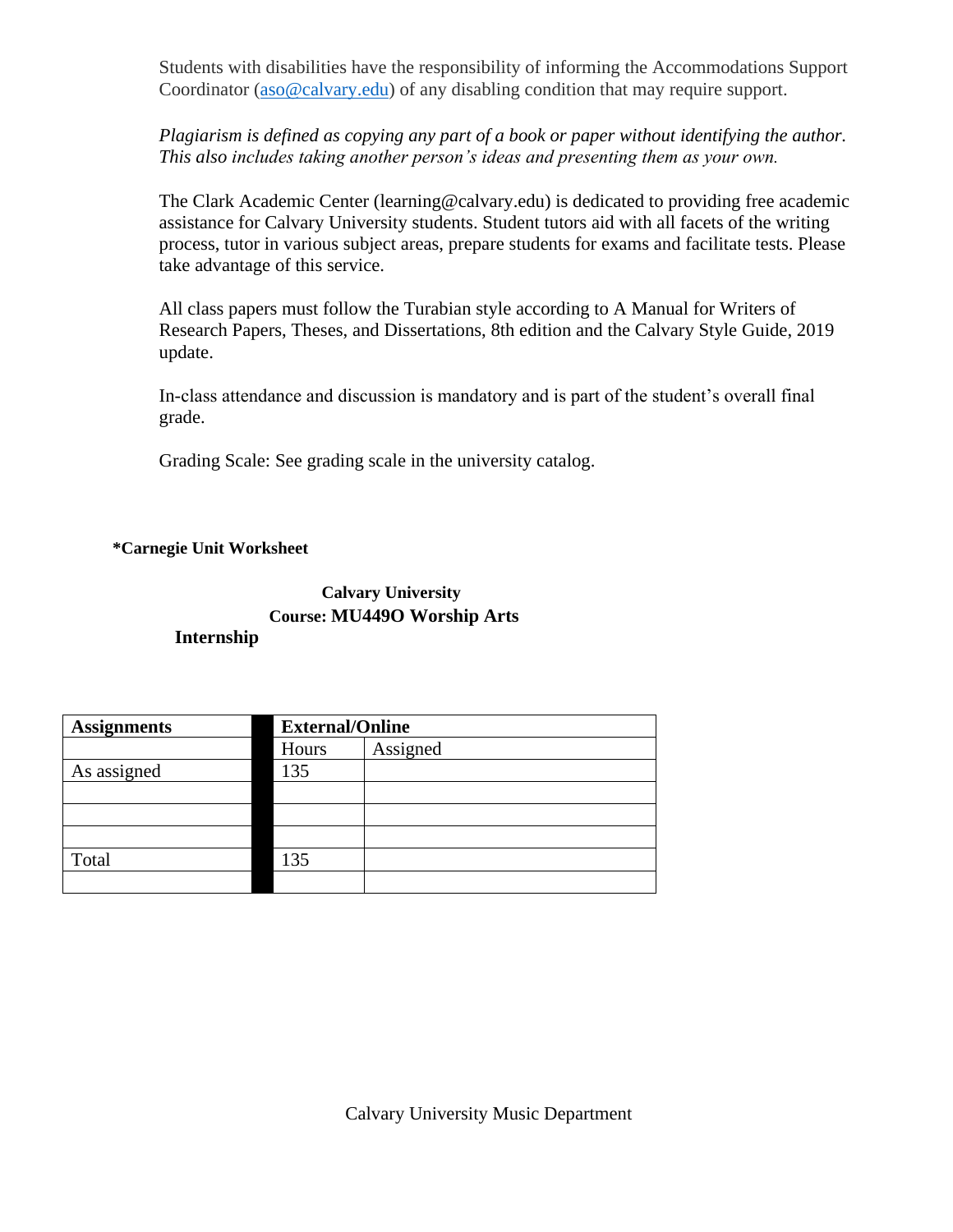Students with disabilities have the responsibility of informing the Accommodations Support Coordinator (aso@calvary.edu) of any disabling condition that may require support.

*Plagiarism is defined as copying any part of a book or paper without identifying the author. This also includes taking another person's ideas and presenting them as your own.*

The Clark Academic Center (learning@calvary.edu) is dedicated to providing free academic assistance for Calvary University students. Student tutors aid with all facets of the writing process, tutor in various subject areas, prepare students for exams and facilitate tests. Please take advantage of this service.

All class papers must follow the Turabian style according to A Manual for Writers of Research Papers, Theses, and Dissertations, 8th edition and the Calvary Style Guide, 2019 update.

In-class attendance and discussion is mandatory and is part of the student's overall final grade.

Grading Scale: See grading scale in the university catalog.

**\*Carnegie Unit Worksheet**

**Calvary University**
**Course: MU449O Worship Arts Internship**

| **Assignments** | **External/Online** | |
|---|---|---|
| | Hours | Assigned |
| As assigned | 135 | |
| | | |
| | | |
| | | |
| Total | 135 | |
| | | |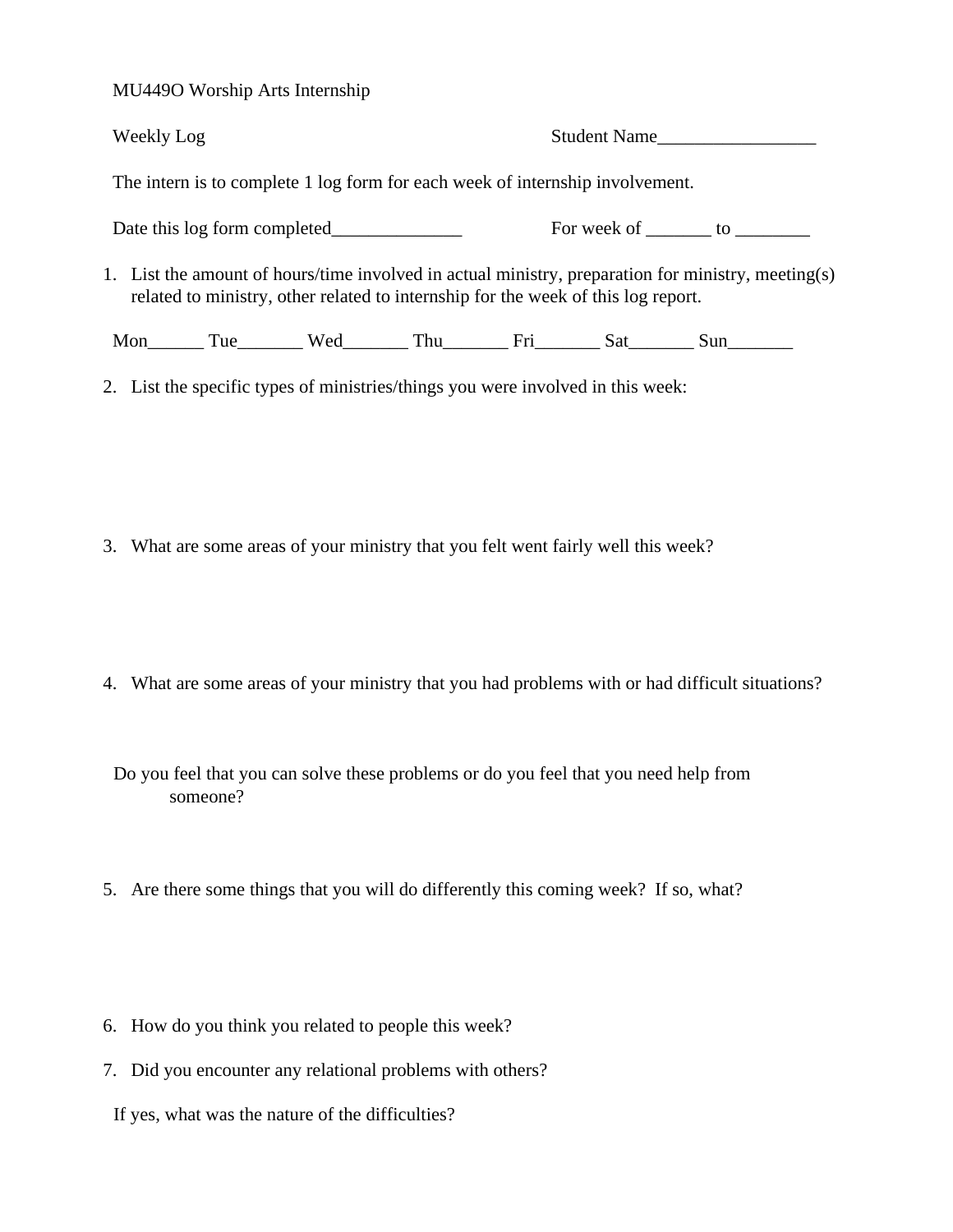MU449O Worship Arts Internship

Weekly Log                                                                                Student Name_________________

The intern is to complete 1 log form for each week of internship involvement.

Date this log form completed______________                    For week of _______ to ________

1. List the amount of hours/time involved in actual ministry, preparation for ministry, meeting(s) related to ministry, other related to internship for the week of this log report.

Mon______ Tue_______ Wed_______ Thu_______ Fri_______ Sat_______ Sun_______

2. List the specific types of ministries/things you were involved in this week:

3. What are some areas of your ministry that you felt went fairly well this week?

4. What are some areas of your ministry that you had problems with or had difficult situations?

Do you feel that you can solve these problems or do you feel that you need help from someone?

5. Are there some things that you will do differently this coming week? If so, what?

6. How do you think you related to people this week?

7. Did you encounter any relational problems with others?

If yes, what was the nature of the difficulties?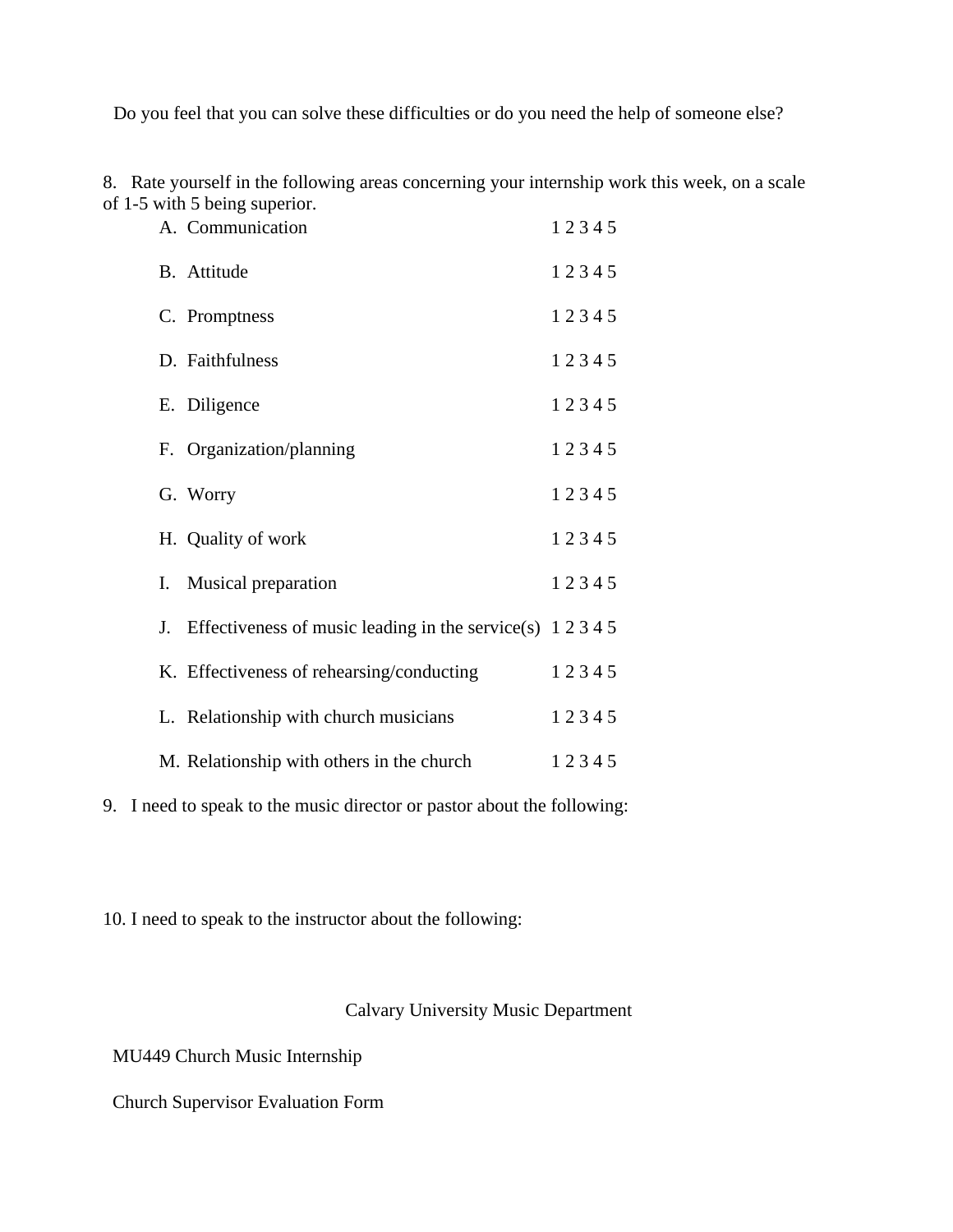Do you feel that you can solve these difficulties or do you need the help of someone else?

8. Rate yourself in the following areas concerning your internship work this week, on a scale of 1-5 with 5 being superior.

A. Communication 1 2 3 4 5

B. Attitude 1 2 3 4 5

C. Promptness 1 2 3 4 5

D. Faithfulness 1 2 3 4 5

E. Diligence 1 2 3 4 5

F. Organization/planning 1 2 3 4 5

G. Worry 1 2 3 4 5

H. Quality of work 1 2 3 4 5

I. Musical preparation 1 2 3 4 5

J. Effectiveness of music leading in the service(s) 1 2 3 4 5

K. Effectiveness of rehearsing/conducting 1 2 3 4 5

L. Relationship with church musicians 1 2 3 4 5

M. Relationship with others in the church 1 2 3 4 5

9. I need to speak to the music director or pastor about the following:

10. I need to speak to the instructor about the following:

Calvary University Music Department

MU449 Church Music Internship

Church Supervisor Evaluation Form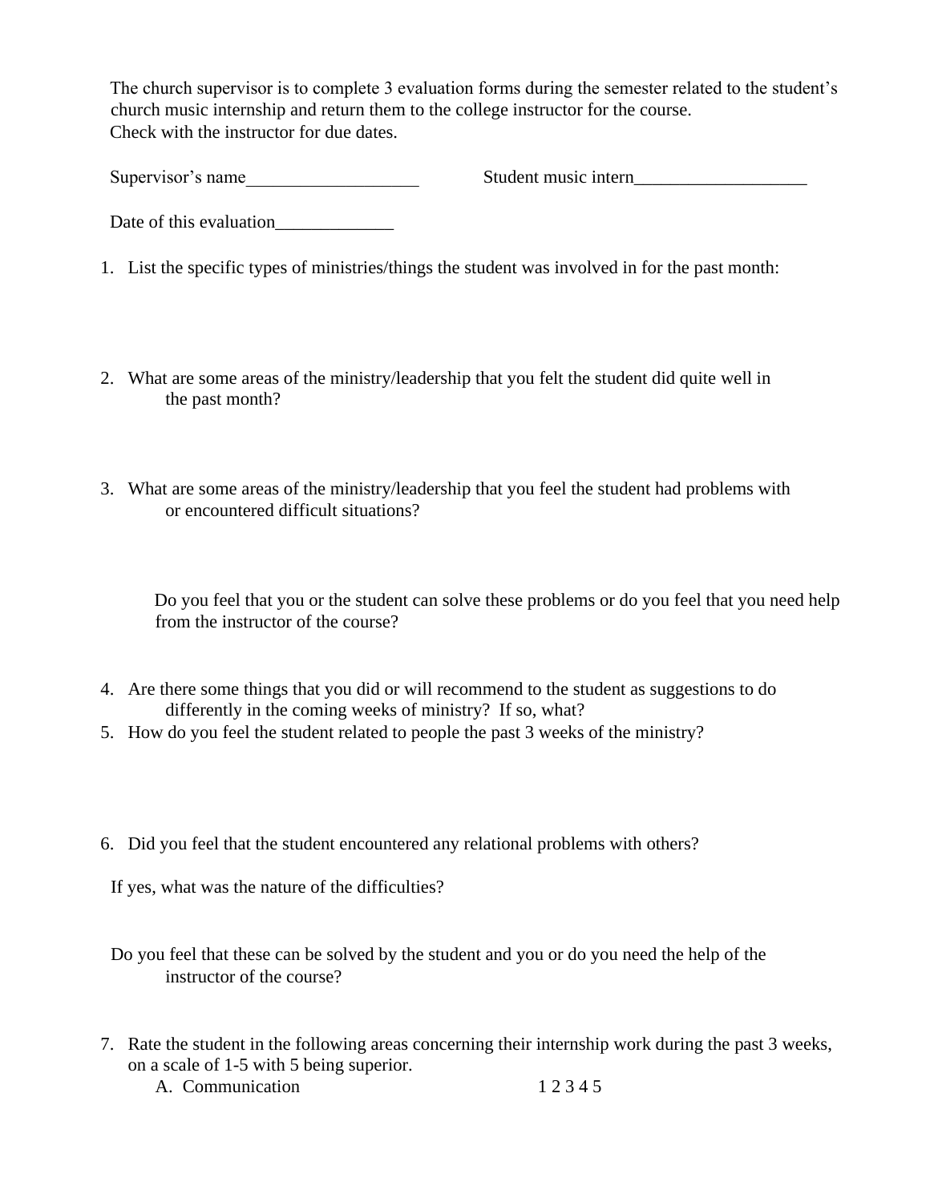The church supervisor is to complete 3 evaluation forms during the semester related to the student's church music internship and return them to the college instructor for the course. Check with the instructor for due dates.

Supervisor's name___________________ Student music intern___________________

Date of this evaluation_____________

1. List the specific types of ministries/things the student was involved in for the past month:

2. What are some areas of the ministry/leadership that you felt the student did quite well in the past month?

3. What are some areas of the ministry/leadership that you feel the student had problems with or encountered difficult situations?

   Do you feel that you or the student can solve these problems or do you feel that you need help from the instructor of the course?

4. Are there some things that you did or will recommend to the student as suggestions to do differently in the coming weeks of ministry? If so, what?
5. How do you feel the student related to people the past 3 weeks of the ministry?

6. Did you feel that the student encountered any relational problems with others?

   If yes, what was the nature of the difficulties?

   Do you feel that these can be solved by the student and you or do you need the help of the instructor of the course?

7. Rate the student in the following areas concerning their internship work during the past 3 weeks, on a scale of 1-5 with 5 being superior.
   A. Communication 1 2 3 4 5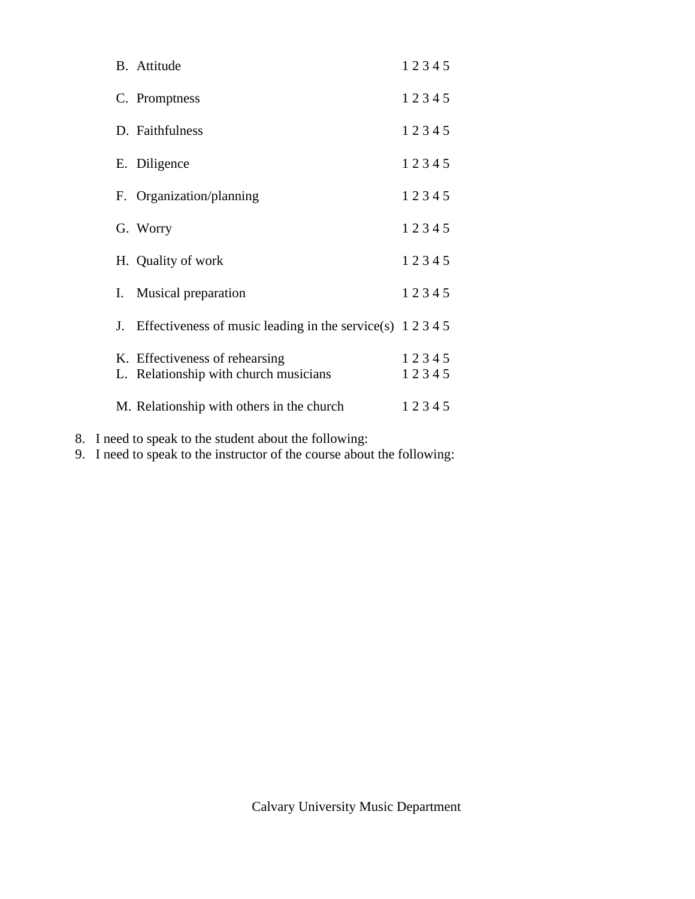B. Attitude 1 2 3 4 5

C. Promptness 1 2 3 4 5

D. Faithfulness 1 2 3 4 5

E. Diligence 1 2 3 4 5

F. Organization/planning 1 2 3 4 5

G. Worry 1 2 3 4 5

H. Quality of work 1 2 3 4 5

I. Musical preparation 1 2 3 4 5

J. Effectiveness of music leading in the service(s) 1 2 3 4 5

K. Effectiveness of rehearsing 1 2 3 4 5
L. Relationship with church musicians 1 2 3 4 5

M. Relationship with others in the church 1 2 3 4 5

8. I need to speak to the student about the following:
9. I need to speak to the instructor of the course about the following:

Calvary University Music Department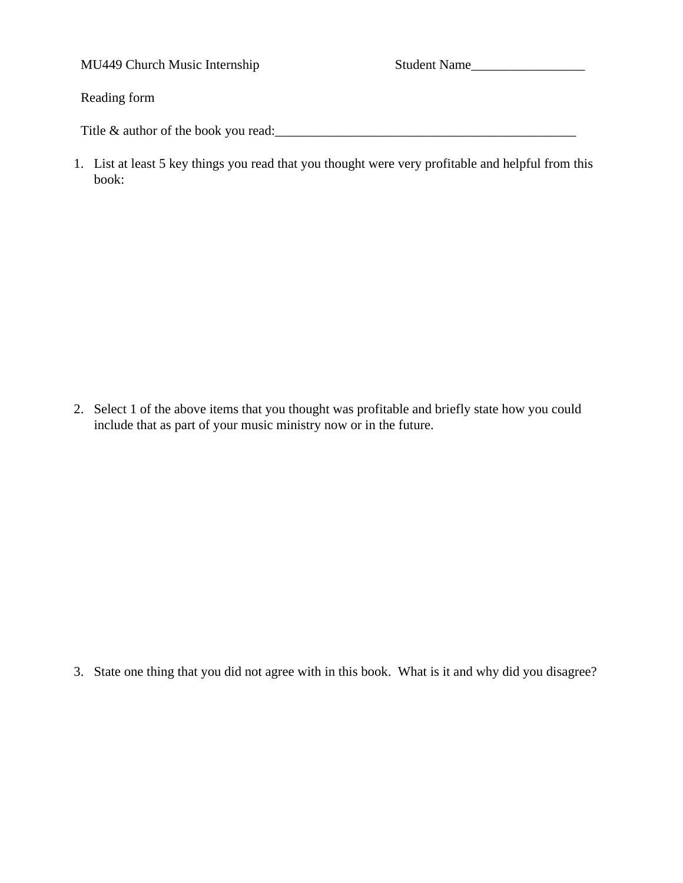MU449 Church Music Internship Student Name_________________

Reading form

Title & author of the book you read:_______________________________________________

1. List at least 5 key things you read that you thought were very profitable and helpful from this book:

2. Select 1 of the above items that you thought was profitable and briefly state how you could include that as part of your music ministry now or in the future.

3. State one thing that you did not agree with in this book. What is it and why did you disagree?